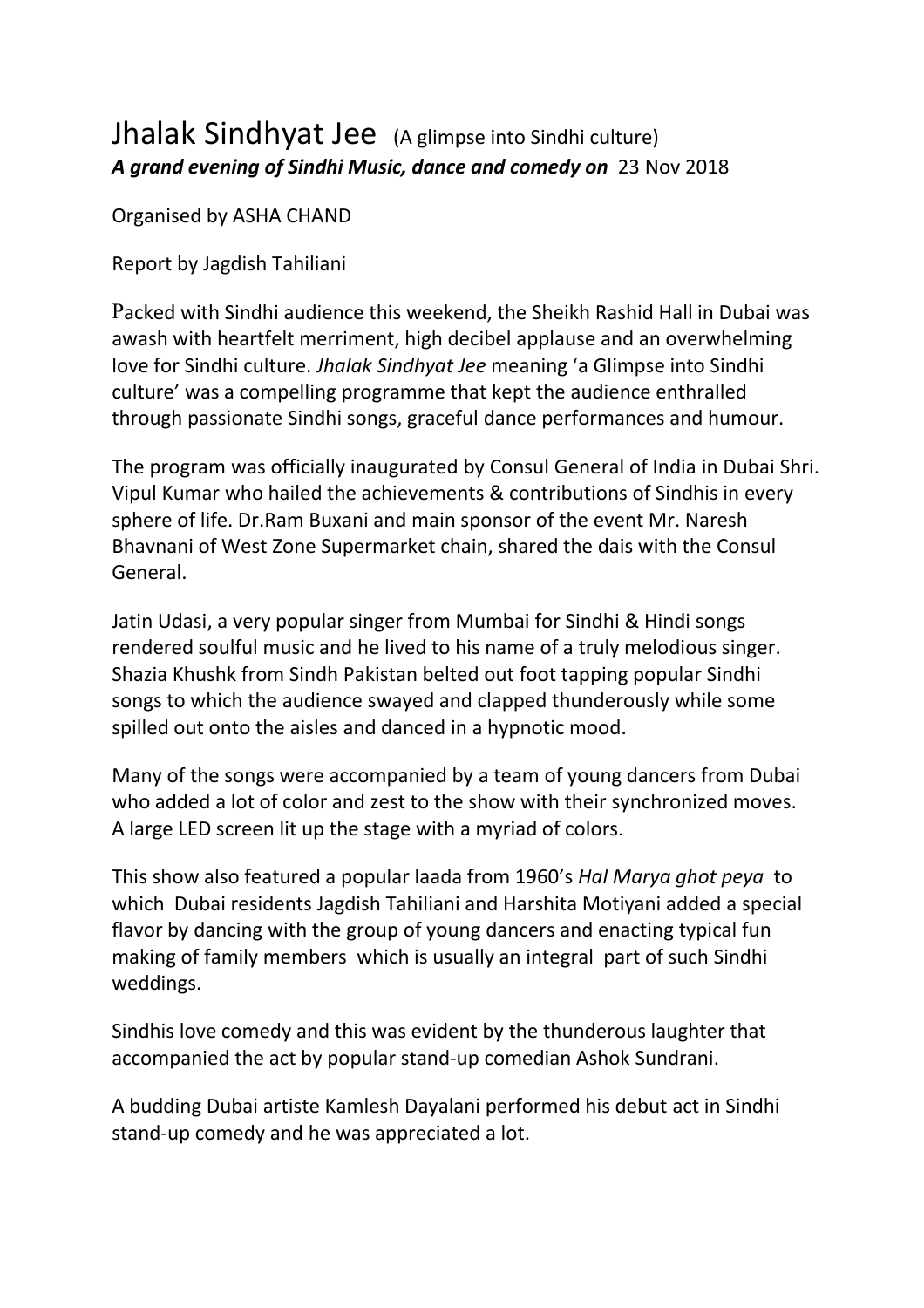# Jhalak Sindhyat Jee (A glimpse into Sindhi culture)

***A grand evening of Sindhi Music, dance and comedy on*** 23 Nov 2018

Organised by ASHA CHAND

Report by Jagdish Tahiliani

Packed with Sindhi audience this weekend, the Sheikh Rashid Hall in Dubai was awash with heartfelt merriment, high decibel applause and an overwhelming love for Sindhi culture. *Jhalak Sindhyat Jee* meaning 'a Glimpse into Sindhi culture' was a compelling programme that kept the audience enthralled through passionate Sindhi songs, graceful dance performances and humour.

The program was officially inaugurated by Consul General of India in Dubai Shri. Vipul Kumar who hailed the achievements & contributions of Sindhis in every sphere of life. Dr.Ram Buxani and main sponsor of the event Mr. Naresh Bhavnani of West Zone Supermarket chain, shared the dais with the Consul General.

Jatin Udasi, a very popular singer from Mumbai for Sindhi & Hindi songs rendered soulful music and he lived to his name of a truly melodious singer. Shazia Khushk from Sindh Pakistan belted out foot tapping popular Sindhi songs to which the audience swayed and clapped thunderously while some spilled out onto the aisles and danced in a hypnotic mood.

Many of the songs were accompanied by a team of young dancers from Dubai who added a lot of color and zest to the show with their synchronized moves. A large LED screen lit up the stage with a myriad of colors.

This show also featured a popular laada from 1960's *Hal Marya ghot peya* to which Dubai residents Jagdish Tahiliani and Harshita Motiyani added a special flavor by dancing with the group of young dancers and enacting typical fun making of family members which is usually an integral part of such Sindhi weddings.

Sindhis love comedy and this was evident by the thunderous laughter that accompanied the act by popular stand-up comedian Ashok Sundrani.

A budding Dubai artiste Kamlesh Dayalani performed his debut act in Sindhi stand-up comedy and he was appreciated a lot.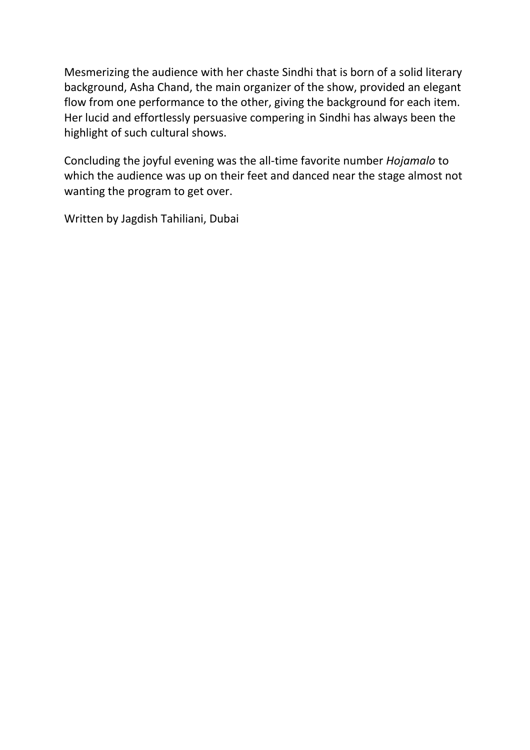Mesmerizing the audience with her chaste Sindhi that is born of a solid literary background, Asha Chand, the main organizer of the show, provided an elegant flow from one performance to the other, giving the background for each item. Her lucid and effortlessly persuasive compering in Sindhi has always been the highlight of such cultural shows.

Concluding the joyful evening was the all-time favorite number *Hojamalo* to which the audience was up on their feet and danced near the stage almost not wanting the program to get over.

Written by Jagdish Tahiliani, Dubai